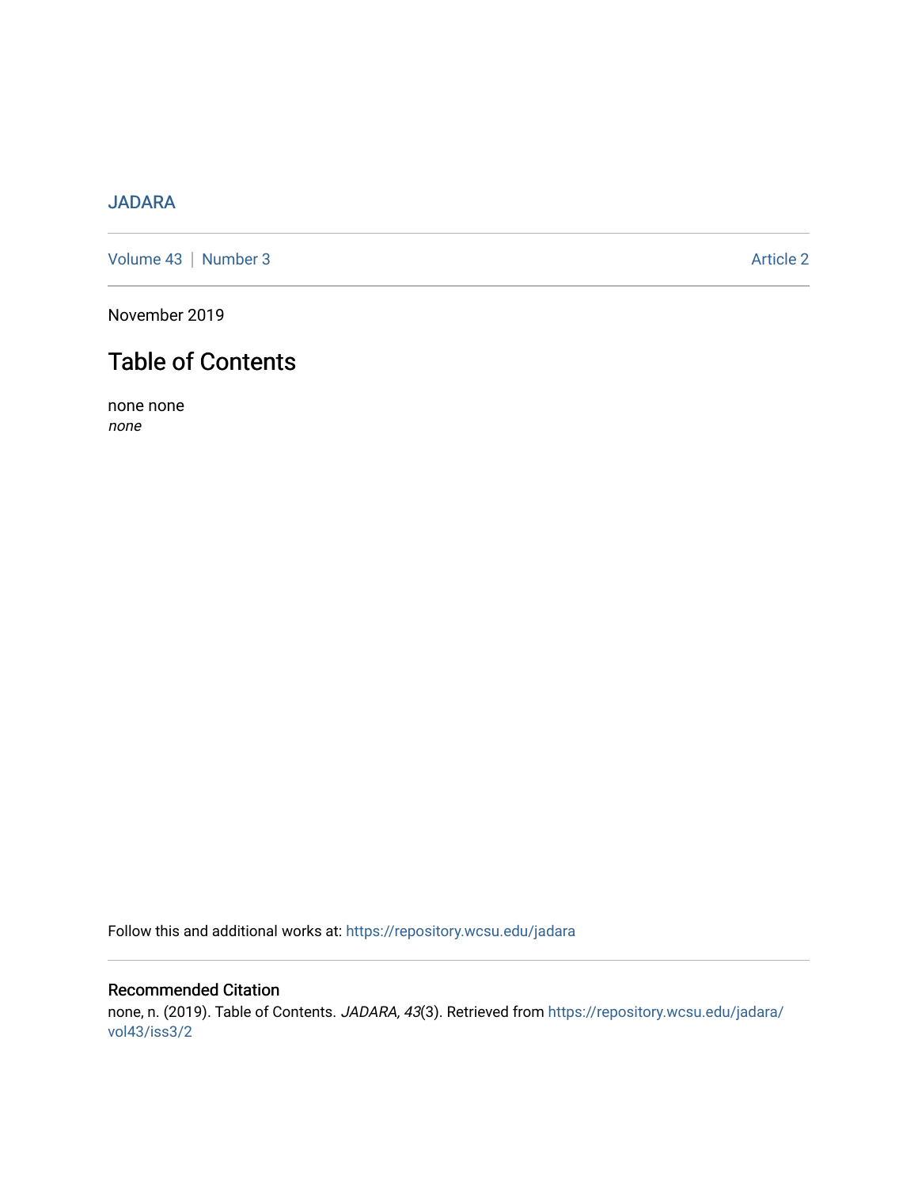JADARA

Volume 43 | Number 3 Article 2

November 2019

# Table of Contents

none none
*none*

Follow this and additional works at: https://repository.wcsu.edu/jadara

## Recommended Citation

none, n. (2019). Table of Contents. *JADARA, 43*(3). Retrieved from https://repository.wcsu.edu/jadara/vol43/iss3/2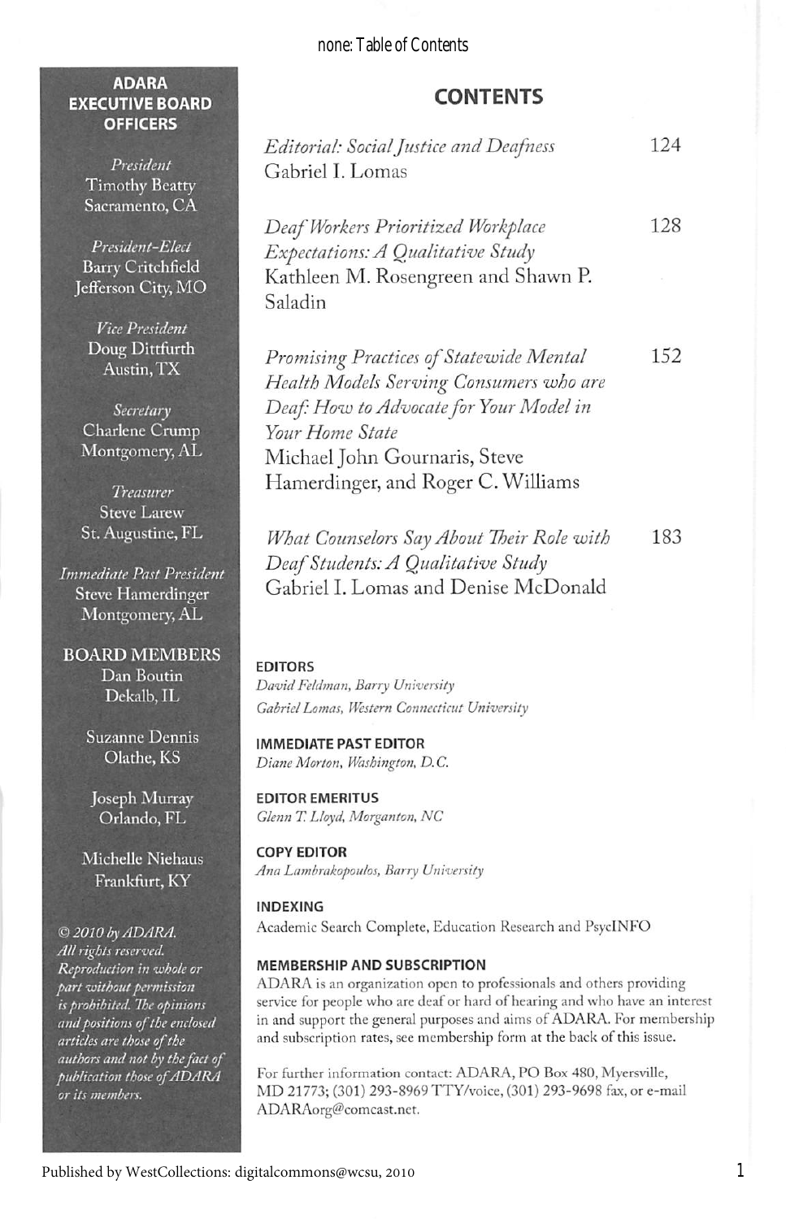## ADARA EXECUTIVE BOARD OFFICERS

*President*
Timothy Beatty
Sacramento, CA

*President-Elect*
Barry Critchfield
Jefferson City, MO

*Vice President*
Doug Dittfurth
Austin, TX

*Secretary*
Charlene Crump
Montgomery, AL

*Treasurer*
Steve Larew
St. Augustine, FL

*Immediate Past President*
Steve Hamerdinger
Montgomery, AL

### BOARD MEMBERS

Dan Boutin
Dekalb, IL

Suzanne Dennis
Olathe, KS

Joseph Murray
Orlando, FL

Michelle Niehaus
Frankfurt, KY

*© 2010 by ADARA. All rights reserved. Reproduction in whole or part without permission is prohibited. The opinions and positions of the enclosed articles are those of the authors and not by the fact of publication those of ADARA or its members.*

## CONTENTS

*Editorial: Social Justice and Deafness* — 124
Gabriel I. Lomas

*Deaf Workers Prioritized Workplace Expectations: A Qualitative Study* — 128
Kathleen M. Rosengreen and Shawn P. Saladin

*Promising Practices of Statewide Mental Health Models Serving Consumers who are Deaf: How to Advocate for Your Model in Your Home State* — 152
Michael John Gournaris, Steve Hamerdinger, and Roger C. Williams

*What Counselors Say About Their Role with Deaf Students: A Qualitative Study* — 183
Gabriel I. Lomas and Denise McDonald

### EDITORS
*David Feldman, Barry University*
*Gabriel Lomas, Western Connecticut University*

### IMMEDIATE PAST EDITOR
*Diane Morton, Washington, D.C.*

### EDITOR EMERITUS
*Glenn T. Lloyd, Morganton, NC*

### COPY EDITOR
*Ana Lambrakopoulos, Barry University*

### INDEXING
Academic Search Complete, Education Research and PsycINFO

### MEMBERSHIP AND SUBSCRIPTION
ADARA is an organization open to professionals and others providing service for people who are deaf or hard of hearing and who have an interest in and support the general purposes and aims of ADARA. For membership and subscription rates, see membership form at the back of this issue.

For further information contact: ADARA, PO Box 480, Myersville, MD 21773; (301) 293-8969 TTY/voice, (301) 293-9698 fax, or e-mail ADARAorg@comcast.net.